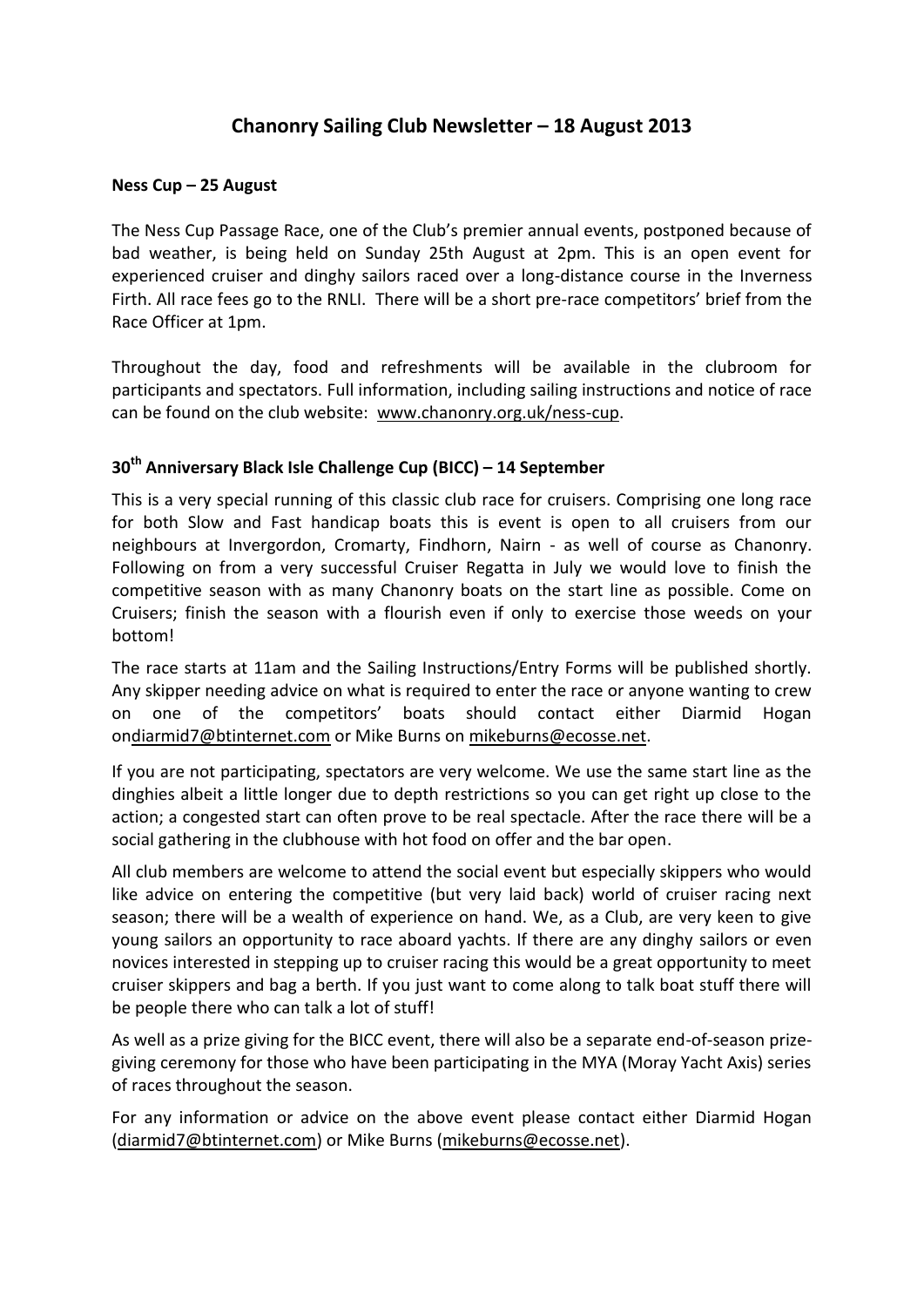# Chanonry Sailing Club Newsletter – 18 August 2013

**Ness Cup – 25 August**

The Ness Cup Passage Race, one of the Club's premier annual events, postponed because of bad weather, is being held on Sunday 25th August at 2pm. This is an open event for experienced cruiser and dinghy sailors raced over a long-distance course in the Inverness Firth. All race fees go to the RNLI. There will be a short pre-race competitors' brief from the Race Officer at 1pm.

Throughout the day, food and refreshments will be available in the clubroom for participants and spectators. Full information, including sailing instructions and notice of race can be found on the club website: www.chanonry.org.uk/ness-cup.

**30th Anniversary Black Isle Challenge Cup (BICC) – 14 September**

This is a very special running of this classic club race for cruisers. Comprising one long race for both Slow and Fast handicap boats this is event is open to all cruisers from our neighbours at Invergordon, Cromarty, Findhorn, Nairn - as well of course as Chanonry. Following on from a very successful Cruiser Regatta in July we would love to finish the competitive season with as many Chanonry boats on the start line as possible. Come on Cruisers; finish the season with a flourish even if only to exercise those weeds on your bottom!

The race starts at 11am and the Sailing Instructions/Entry Forms will be published shortly. Any skipper needing advice on what is required to enter the race or anyone wanting to crew on one of the competitors' boats should contact either Diarmid Hogan ondiarmid7@btinternet.com or Mike Burns on mikeburns@ecosse.net.

If you are not participating, spectators are very welcome. We use the same start line as the dinghies albeit a little longer due to depth restrictions so you can get right up close to the action; a congested start can often prove to be real spectacle. After the race there will be a social gathering in the clubhouse with hot food on offer and the bar open.

All club members are welcome to attend the social event but especially skippers who would like advice on entering the competitive (but very laid back) world of cruiser racing next season; there will be a wealth of experience on hand. We, as a Club, are very keen to give young sailors an opportunity to race aboard yachts. If there are any dinghy sailors or even novices interested in stepping up to cruiser racing this would be a great opportunity to meet cruiser skippers and bag a berth. If you just want to come along to talk boat stuff there will be people there who can talk a lot of stuff!

As well as a prize giving for the BICC event, there will also be a separate end-of-season prize-giving ceremony for those who have been participating in the MYA (Moray Yacht Axis) series of races throughout the season.

For any information or advice on the above event please contact either Diarmid Hogan (diarmid7@btinternet.com) or Mike Burns (mikeburns@ecosse.net).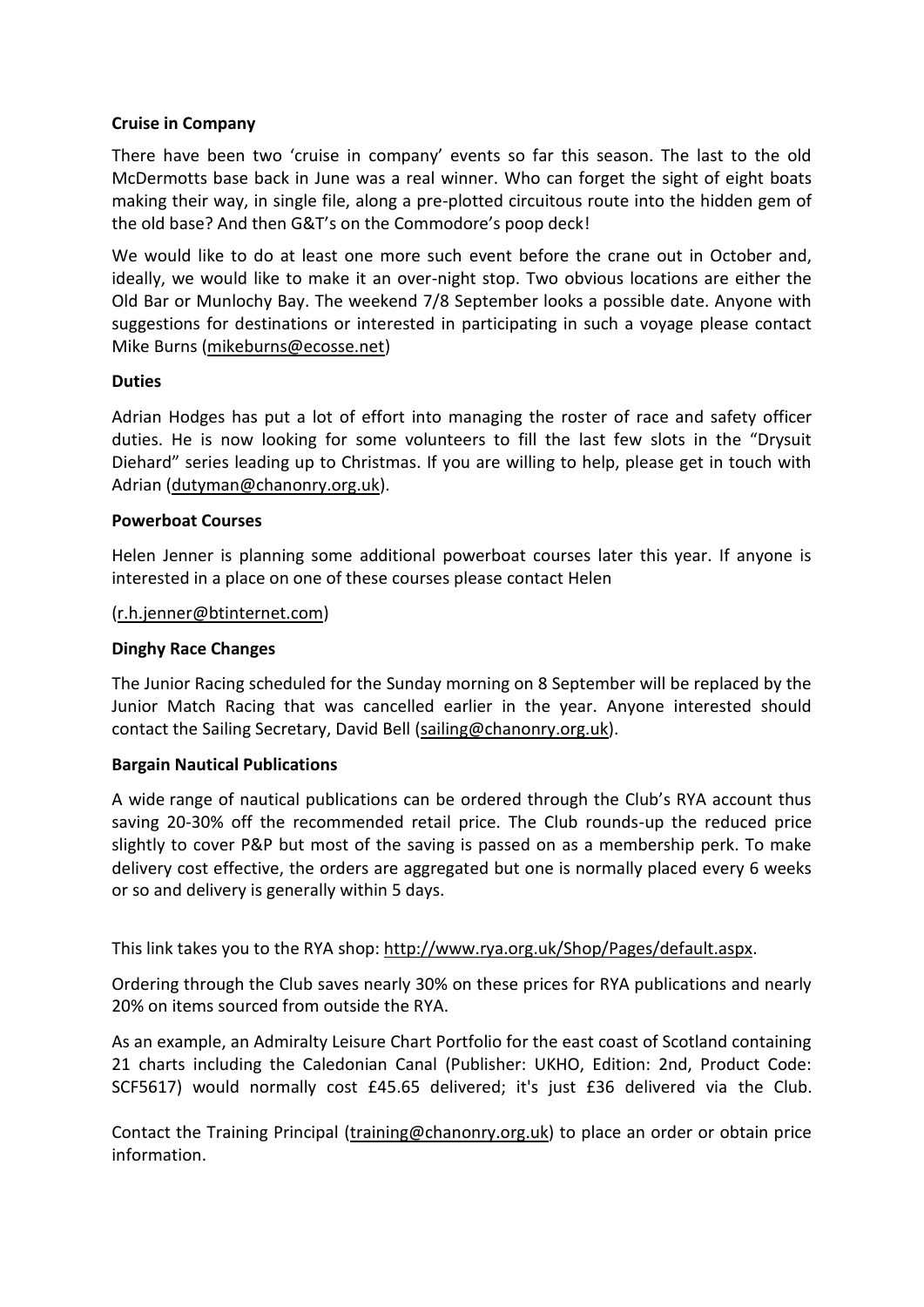**Cruise in Company**

There have been two 'cruise in company' events so far this season. The last to the old McDermotts base back in June was a real winner. Who can forget the sight of eight boats making their way, in single file, along a pre-plotted circuitous route into the hidden gem of the old base? And then G&T's on the Commodore's poop deck!

We would like to do at least one more such event before the crane out in October and, ideally, we would like to make it an over-night stop. Two obvious locations are either the Old Bar or Munlochy Bay. The weekend 7/8 September looks a possible date. Anyone with suggestions for destinations or interested in participating in such a voyage please contact Mike Burns (mikeburns@ecosse.net)

**Duties**

Adrian Hodges has put a lot of effort into managing the roster of race and safety officer duties. He is now looking for some volunteers to fill the last few slots in the "Drysuit Diehard" series leading up to Christmas. If you are willing to help, please get in touch with Adrian (dutyman@chanonry.org.uk).

**Powerboat Courses**

Helen Jenner is planning some additional powerboat courses later this year. If anyone is interested in a place on one of these courses please contact Helen

(r.h.jenner@btinternet.com)

**Dinghy Race Changes**

The Junior Racing scheduled for the Sunday morning on 8 September will be replaced by the Junior Match Racing that was cancelled earlier in the year. Anyone interested should contact the Sailing Secretary, David Bell (sailing@chanonry.org.uk).

**Bargain Nautical Publications**

A wide range of nautical publications can be ordered through the Club's RYA account thus saving 20-30% off the recommended retail price. The Club rounds-up the reduced price slightly to cover P&P but most of the saving is passed on as a membership perk. To make delivery cost effective, the orders are aggregated but one is normally placed every 6 weeks or so and delivery is generally within 5 days.

This link takes you to the RYA shop: http://www.rya.org.uk/Shop/Pages/default.aspx.

Ordering through the Club saves nearly 30% on these prices for RYA publications and nearly 20% on items sourced from outside the RYA.

As an example, an Admiralty Leisure Chart Portfolio for the east coast of Scotland containing 21 charts including the Caledonian Canal (Publisher: UKHO, Edition: 2nd, Product Code: SCF5617) would normally cost £45.65 delivered; it's just £36 delivered via the Club.

Contact the Training Principal (training@chanonry.org.uk) to place an order or obtain price information.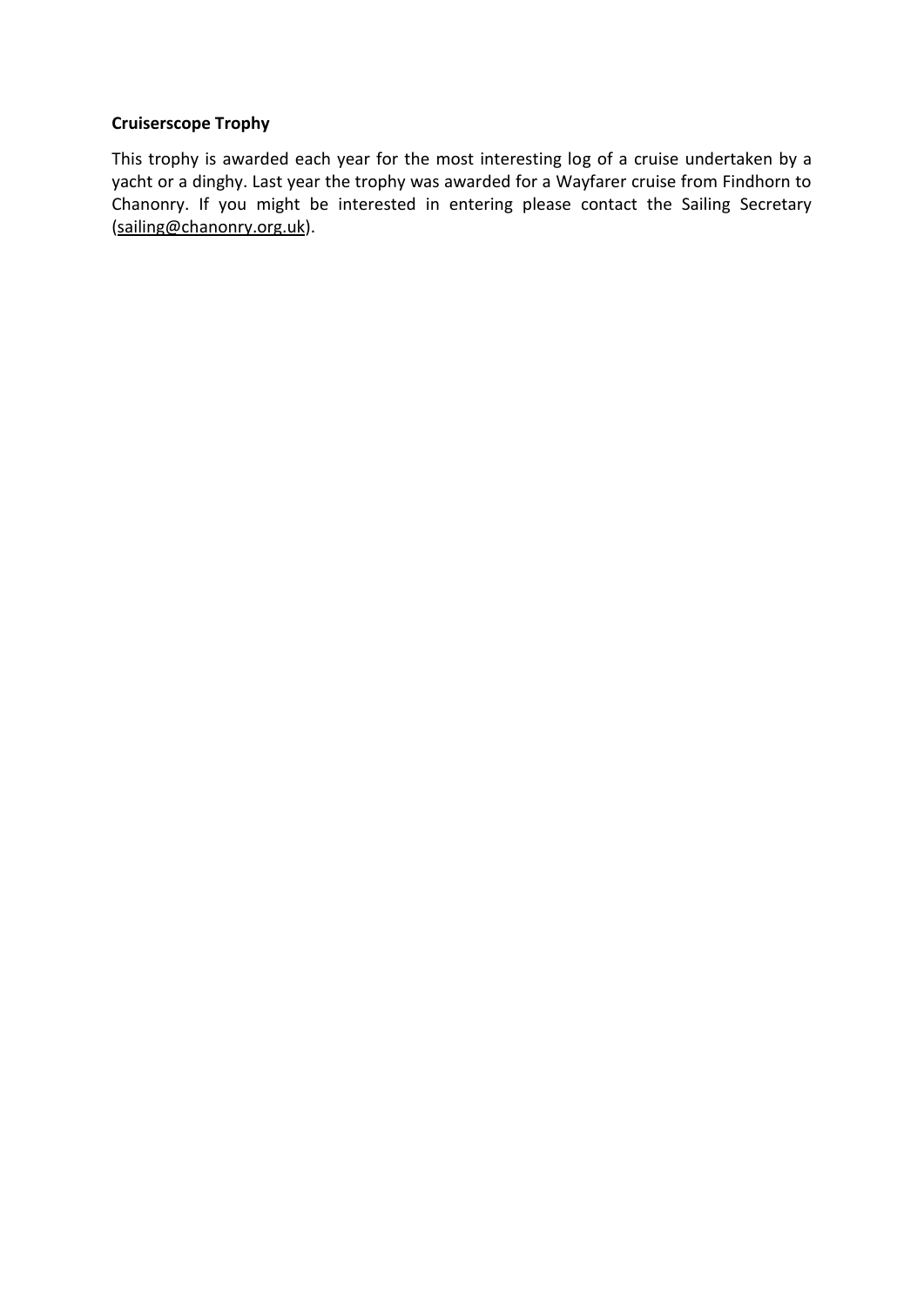**Cruiserscope Trophy**

This trophy is awarded each year for the most interesting log of a cruise undertaken by a yacht or a dinghy. Last year the trophy was awarded for a Wayfarer cruise from Findhorn to Chanonry. If you might be interested in entering please contact the Sailing Secretary (sailing@chanonry.org.uk).